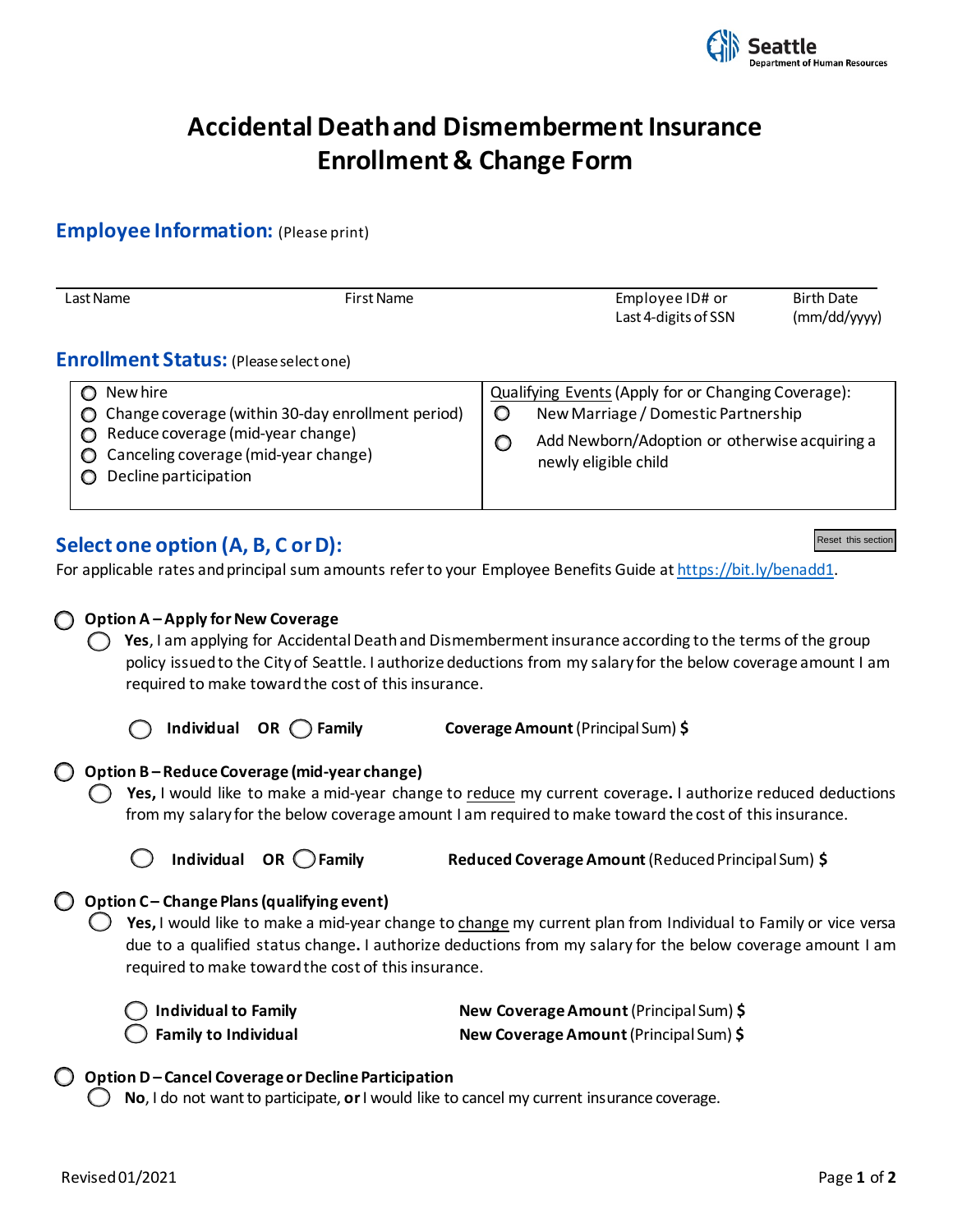Seattle
Department of Human Resources

# Accidental Death and Dismemberment Insurance Enrollment & Change Form

## Employee Information: (Please print)

| Last Name | First Name | Employee ID# or Last 4-digits of SSN | Birth Date (mm/dd/yyyy) |
|---|---|---|---|

## Enrollment Status: (Please select one)

| | Qualifying Events (Apply for or Changing Coverage): |
|---|---|
| ○ New hire | ○ New Marriage / Domestic Partnership |
| ○ Change coverage (within 30-day enrollment period) | ○ Add Newborn/Adoption or otherwise acquiring a newly eligible child |
| ○ Reduce coverage (mid-year change) | |
| ○ Canceling coverage (mid-year change) | |
| ○ Decline participation | |

## Select one option (A, B, C or D):

Reset this section

For applicable rates and principal sum amounts refer to your Employee Benefits Guide at https://bit.ly/benadd1.

○ **Option A – Apply for New Coverage**

○ **Yes**, I am applying for Accidental Death and Dismemberment insurance according to the terms of the group policy issued to the City of Seattle. I authorize deductions from my salary for the below coverage amount I am required to make toward the cost of this insurance.

○ **Individual** **OR** ○ **Family** **Coverage Amount** (Principal Sum) **$**

○ **Option B – Reduce Coverage (mid-year change)**

○ **Yes,** I would like to make a mid-year change to reduce my current coverage**.** I authorize reduced deductions from my salary for the below coverage amount I am required to make toward the cost of this insurance.

○ **Individual** **OR** ○ **Family** **Reduced Coverage Amount** (Reduced Principal Sum) **$**

○ **Option C – Change Plans (qualifying event)**

○ **Yes,** I would like to make a mid-year change to change my current plan from Individual to Family or vice versa due to a qualified status change**.** I authorize deductions from my salary for the below coverage amount I am required to make toward the cost of this insurance.

○ **Individual to Family** **New Coverage Amount** (Principal Sum) **$**
○ **Family to Individual** **New Coverage Amount** (Principal Sum) **$**

○ **Option D – Cancel Coverage or Decline Participation**

○ **No**, I do not want to participate, **or** I would like to cancel my current insurance coverage.

Revised 01/2021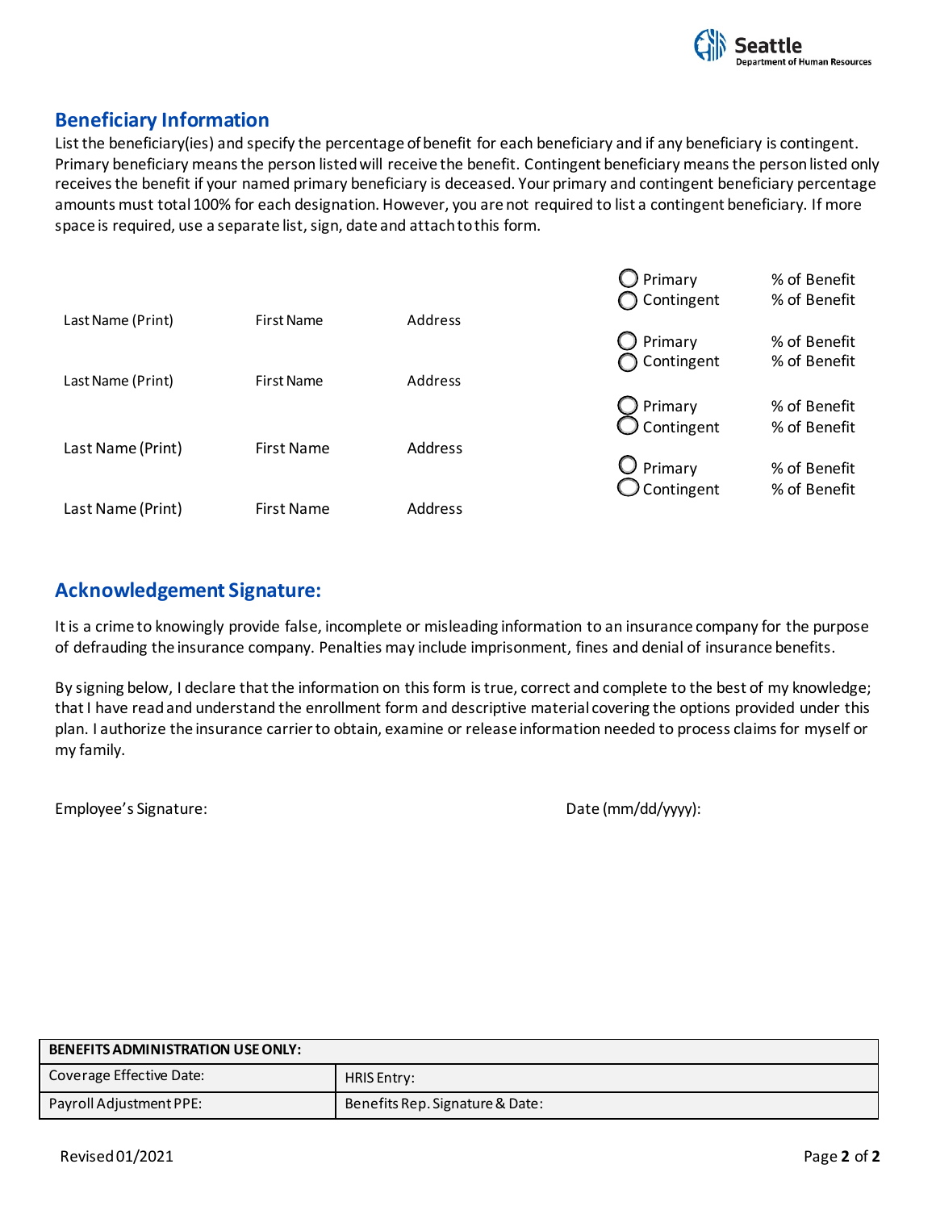## Beneficiary Information

List the beneficiary(ies) and specify the percentage of benefit for each beneficiary and if any beneficiary is contingent. Primary beneficiary means the person listed will receive the benefit. Contingent beneficiary means the person listed only receives the benefit if your named primary beneficiary is deceased. Your primary and contingent beneficiary percentage amounts must total 100% for each designation. However, you are not required to list a contingent beneficiary. If more space is required, use a separate list, sign, date and attach to this form.

| | | | | |
|---|---|---|---|---|
| Last Name (Print) | First Name | Address | ◯ Primary<br>◯ Contingent | % of Benefit<br>% of Benefit |
| Last Name (Print) | First Name | Address | ◯ Primary<br>◯ Contingent | % of Benefit<br>% of Benefit |
| Last Name (Print) | First Name | Address | ◯ Primary<br>◯ Contingent | % of Benefit<br>% of Benefit |
| Last Name (Print) | First Name | Address | ◯ Primary<br>◯ Contingent | % of Benefit<br>% of Benefit |

## Acknowledgement Signature:

It is a crime to knowingly provide false, incomplete or misleading information to an insurance company for the purpose of defrauding the insurance company. Penalties may include imprisonment, fines and denial of insurance benefits.

By signing below, I declare that the information on this form is true, correct and complete to the best of my knowledge; that I have read and understand the enrollment form and descriptive material covering the options provided under this plan. I authorize the insurance carrier to obtain, examine or release information needed to process claims for myself or my family.

Employee's Signature: Date (mm/dd/yyyy):

| **BENEFITS ADMINISTRATION USE ONLY:** | |
|---|---|
| Coverage Effective Date: | HRIS Entry: |
| Payroll Adjustment PPE: | Benefits Rep. Signature & Date: |

Revised 01/2021